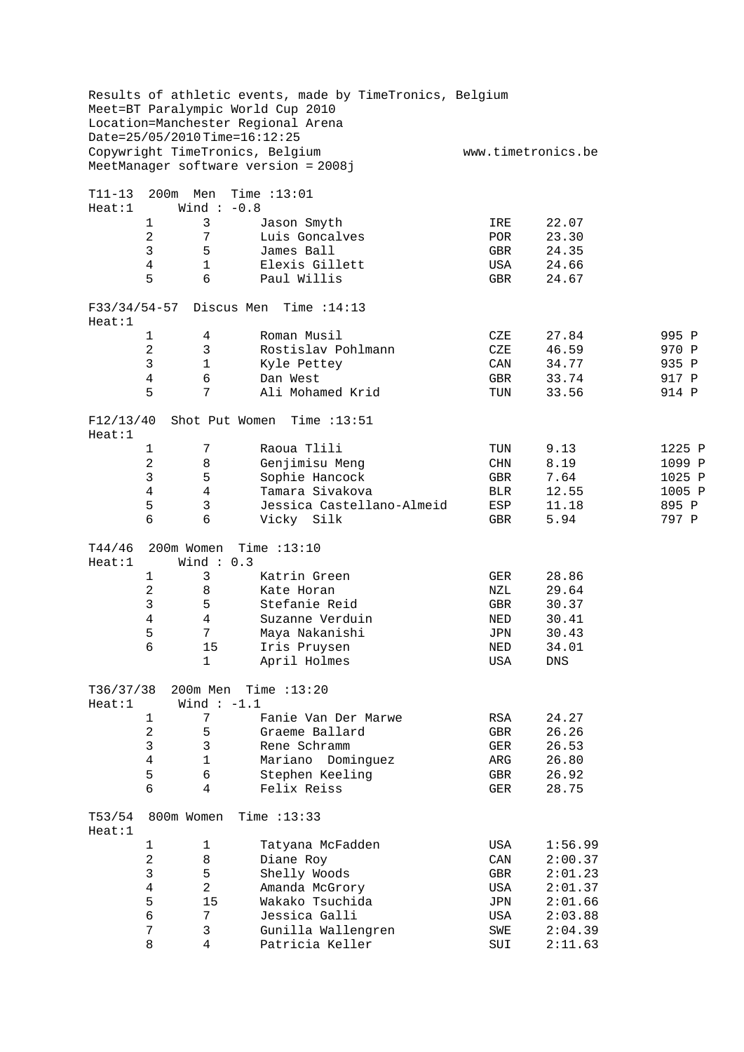Results of athletic events, made by TimeTronics, Belgium
Meet=BT Paralympic World Cup 2010
Location=Manchester Regional Arena
Date=25/05/2010 Time=16:12:25
Copywright TimeTronics, Belgium www.timetronics.be
MeetManager software version = 2008j

## T11-13 200m Men Time :13:01

Heat:1 Wind : -0.8

| Place | Lane | Name | Country | Result |
|---|---|---|---|---|
| 1 | 3 | Jason Smyth | IRE | 22.07 |
| 2 | 7 | Luis Goncalves | POR | 23.30 |
| 3 | 5 | James Ball | GBR | 24.35 |
| 4 | 1 | Elexis Gillett | USA | 24.66 |
| 5 | 6 | Paul Willis | GBR | 24.67 |

## F33/34/54-57 Discus Men Time :14:13

Heat:1

| Place | No. | Name | Country | Result | Points |
|---|---|---|---|---|---|
| 1 | 4 | Roman Musil | CZE | 27.84 | 995 P |
| 2 | 3 | Rostislav Pohlmann | CZE | 46.59 | 970 P |
| 3 | 1 | Kyle Pettey | CAN | 34.77 | 935 P |
| 4 | 6 | Dan West | GBR | 33.74 | 917 P |
| 5 | 7 | Ali Mohamed Krid | TUN | 33.56 | 914 P |

## F12/13/40 Shot Put Women Time :13:51

Heat:1

| Place | No. | Name | Country | Result | Points |
|---|---|---|---|---|---|
| 1 | 7 | Raoua Tlili | TUN | 9.13 | 1225 P |
| 2 | 8 | Genjimisu Meng | CHN | 8.19 | 1099 P |
| 3 | 5 | Sophie Hancock | GBR | 7.64 | 1025 P |
| 4 | 4 | Tamara Sivakova | BLR | 12.55 | 1005 P |
| 5 | 3 | Jessica Castellano-Almeid | ESP | 11.18 | 895 P |
| 6 | 6 | Vicky Silk | GBR | 5.94 | 797 P |

## T44/46 200m Women Time :13:10

Heat:1 Wind : 0.3

| Place | Lane | Name | Country | Result |
|---|---|---|---|---|
| 1 | 3 | Katrin Green | GER | 28.86 |
| 2 | 8 | Kate Horan | NZL | 29.64 |
| 3 | 5 | Stefanie Reid | GBR | 30.37 |
| 4 | 4 | Suzanne Verduin | NED | 30.41 |
| 5 | 7 | Maya Nakanishi | JPN | 30.43 |
| 6 | 15 | Iris Pruysen | NED | 34.01 |
| | 1 | April Holmes | USA | DNS |

## T36/37/38 200m Men Time :13:20

Heat:1 Wind : -1.1

| Place | Lane | Name | Country | Result |
|---|---|---|---|---|
| 1 | 7 | Fanie Van Der Marwe | RSA | 24.27 |
| 2 | 5 | Graeme Ballard | GBR | 26.26 |
| 3 | 3 | Rene Schramm | GER | 26.53 |
| 4 | 1 | Mariano Dominguez | ARG | 26.80 |
| 5 | 6 | Stephen Keeling | GBR | 26.92 |
| 6 | 4 | Felix Reiss | GER | 28.75 |

## T53/54 800m Women Time :13:33

Heat:1

| Place | Lane | Name | Country | Result |
|---|---|---|---|---|
| 1 | 1 | Tatyana McFadden | USA | 1:56.99 |
| 2 | 8 | Diane Roy | CAN | 2:00.37 |
| 3 | 5 | Shelly Woods | GBR | 2:01.23 |
| 4 | 2 | Amanda McGrory | USA | 2:01.37 |
| 5 | 15 | Wakako Tsuchida | JPN | 2:01.66 |
| 6 | 7 | Jessica Galli | USA | 2:03.88 |
| 7 | 3 | Gunilla Wallengren | SWE | 2:04.39 |
| 8 | 4 | Patricia Keller | SUI | 2:11.63 |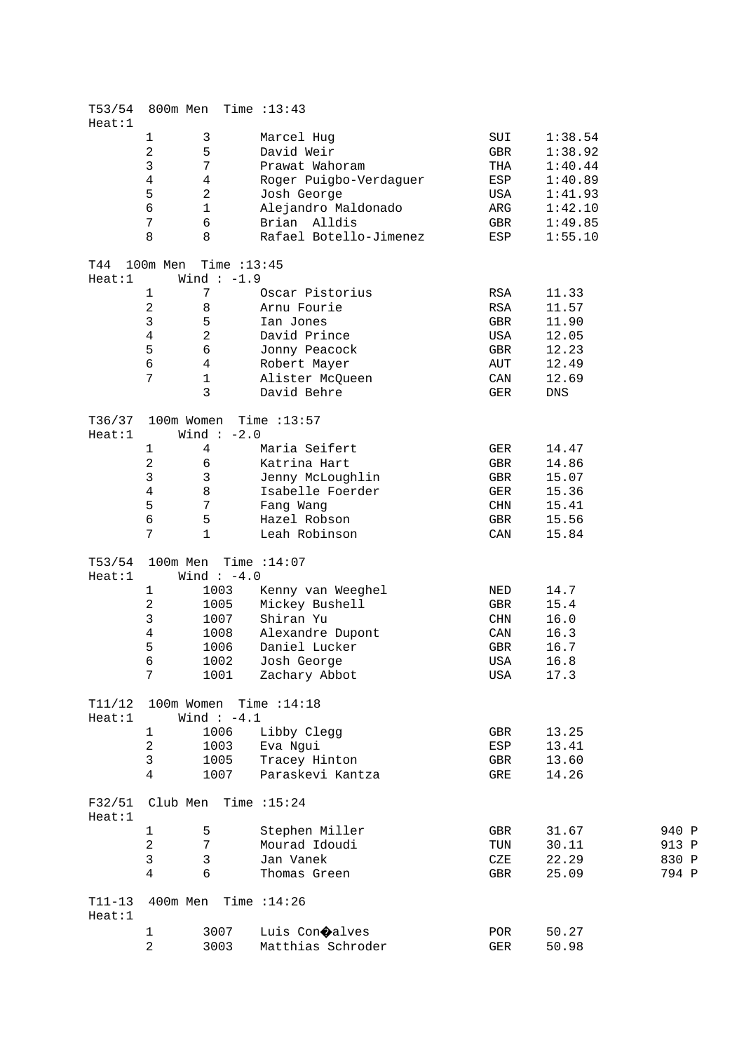T53/54 800m Men Time :13:43
Heat:1

| | | | | |
|---|---|---|---|---|
| 1 | 3 | Marcel Hug | SUI | 1:38.54 |
| 2 | 5 | David Weir | GBR | 1:38.92 |
| 3 | 7 | Prawat Wahoram | THA | 1:40.44 |
| 4 | 4 | Roger Puigbo-Verdaguer | ESP | 1:40.89 |
| 5 | 2 | Josh George | USA | 1:41.93 |
| 6 | 1 | Alejandro Maldonado | ARG | 1:42.10 |
| 7 | 6 | Brian Alldis | GBR | 1:49.85 |
| 8 | 8 | Rafael Botello-Jimenez | ESP | 1:55.10 |

T44 100m Men Time :13:45
Heat:1 Wind : -1.9

| | | | | |
|---|---|---|---|---|
| 1 | 7 | Oscar Pistorius | RSA | 11.33 |
| 2 | 8 | Arnu Fourie | RSA | 11.57 |
| 3 | 5 | Ian Jones | GBR | 11.90 |
| 4 | 2 | David Prince | USA | 12.05 |
| 5 | 6 | Jonny Peacock | GBR | 12.23 |
| 6 | 4 | Robert Mayer | AUT | 12.49 |
| 7 | 1 | Alister McQueen | CAN | 12.69 |
| | 3 | David Behre | GER | DNS |

T36/37 100m Women Time :13:57
Heat:1 Wind : -2.0

| | | | | |
|---|---|---|---|---|
| 1 | 4 | Maria Seifert | GER | 14.47 |
| 2 | 6 | Katrina Hart | GBR | 14.86 |
| 3 | 3 | Jenny McLoughlin | GBR | 15.07 |
| 4 | 8 | Isabelle Foerder | GER | 15.36 |
| 5 | 7 | Fang Wang | CHN | 15.41 |
| 6 | 5 | Hazel Robson | GBR | 15.56 |
| 7 | 1 | Leah Robinson | CAN | 15.84 |

T53/54 100m Men Time :14:07
Heat:1 Wind : -4.0

| | | | | |
|---|---|---|---|---|
| 1 | 1003 | Kenny van Weeghel | NED | 14.7 |
| 2 | 1005 | Mickey Bushell | GBR | 15.4 |
| 3 | 1007 | Shiran Yu | CHN | 16.0 |
| 4 | 1008 | Alexandre Dupont | CAN | 16.3 |
| 5 | 1006 | Daniel Lucker | GBR | 16.7 |
| 6 | 1002 | Josh George | USA | 16.8 |
| 7 | 1001 | Zachary Abbot | USA | 17.3 |

T11/12 100m Women Time :14:18
Heat:1 Wind : -4.1

| | | | | |
|---|---|---|---|---|
| 1 | 1006 | Libby Clegg | GBR | 13.25 |
| 2 | 1003 | Eva Ngui | ESP | 13.41 |
| 3 | 1005 | Tracey Hinton | GBR | 13.60 |
| 4 | 1007 | Paraskevi Kantza | GRE | 14.26 |

F32/51 Club Men Time :15:24
Heat:1

| | | | | | |
|---|---|---|---|---|---|
| 1 | 5 | Stephen Miller | GBR | 31.67 | 940 P |
| 2 | 7 | Mourad Idoudi | TUN | 30.11 | 913 P |
| 3 | 3 | Jan Vanek | CZE | 22.29 | 830 P |
| 4 | 6 | Thomas Green | GBR | 25.09 | 794 P |

T11-13 400m Men Time :14:26
Heat:1

| | | | | |
|---|---|---|---|---|
| 1 | 3007 | Luis Con�alves | POR | 50.27 |
| 2 | 3003 | Matthias Schroder | GER | 50.98 |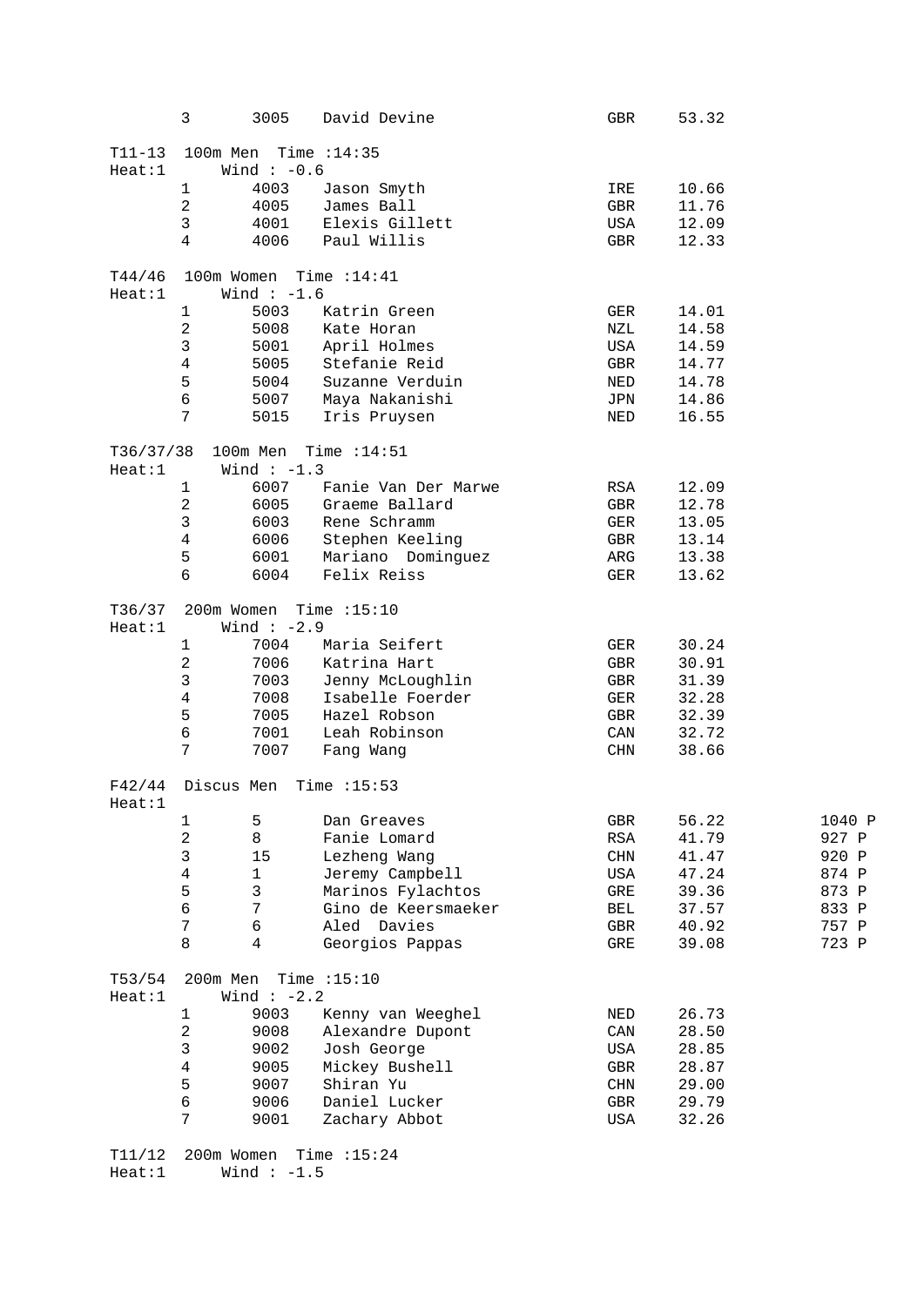| 3 | 3005 | David Devine | GBR | 53.32 |
|---|---|---|---|---|

T11-13 100m Men Time :14:35
Heat:1 Wind : -0.6

| Place | No. | Name | Country | Time |
|---|---|---|---|---|
| 1 | 4003 | Jason Smyth | IRE | 10.66 |
| 2 | 4005 | James Ball | GBR | 11.76 |
| 3 | 4001 | Elexis Gillett | USA | 12.09 |
| 4 | 4006 | Paul Willis | GBR | 12.33 |

T44/46 100m Women Time :14:41
Heat:1 Wind : -1.6

| Place | No. | Name | Country | Time |
|---|---|---|---|---|
| 1 | 5003 | Katrin Green | GER | 14.01 |
| 2 | 5008 | Kate Horan | NZL | 14.58 |
| 3 | 5001 | April Holmes | USA | 14.59 |
| 4 | 5005 | Stefanie Reid | GBR | 14.77 |
| 5 | 5004 | Suzanne Verduin | NED | 14.78 |
| 6 | 5007 | Maya Nakanishi | JPN | 14.86 |
| 7 | 5015 | Iris Pruysen | NED | 16.55 |

T36/37/38 100m Men Time :14:51
Heat:1 Wind : -1.3

| Place | No. | Name | Country | Time |
|---|---|---|---|---|
| 1 | 6007 | Fanie Van Der Marwe | RSA | 12.09 |
| 2 | 6005 | Graeme Ballard | GBR | 12.78 |
| 3 | 6003 | Rene Schramm | GER | 13.05 |
| 4 | 6006 | Stephen Keeling | GBR | 13.14 |
| 5 | 6001 | Mariano Dominguez | ARG | 13.38 |
| 6 | 6004 | Felix Reiss | GER | 13.62 |

T36/37 200m Women Time :15:10
Heat:1 Wind : -2.9

| Place | No. | Name | Country | Time |
|---|---|---|---|---|
| 1 | 7004 | Maria Seifert | GER | 30.24 |
| 2 | 7006 | Katrina Hart | GBR | 30.91 |
| 3 | 7003 | Jenny McLoughlin | GBR | 31.39 |
| 4 | 7008 | Isabelle Foerder | GER | 32.28 |
| 5 | 7005 | Hazel Robson | GBR | 32.39 |
| 6 | 7001 | Leah Robinson | CAN | 32.72 |
| 7 | 7007 | Fang Wang | CHN | 38.66 |

F42/44 Discus Men Time :15:53
Heat:1

| Place | No. | Name | Country | Distance | Points |
|---|---|---|---|---|---|
| 1 | 5 | Dan Greaves | GBR | 56.22 | 1040 P |
| 2 | 8 | Fanie Lomard | RSA | 41.79 | 927 P |
| 3 | 15 | Lezheng Wang | CHN | 41.47 | 920 P |
| 4 | 1 | Jeremy Campbell | USA | 47.24 | 874 P |
| 5 | 3 | Marinos Fylachtos | GRE | 39.36 | 873 P |
| 6 | 7 | Gino de Keersmaeker | BEL | 37.57 | 833 P |
| 7 | 6 | Aled Davies | GBR | 40.92 | 757 P |
| 8 | 4 | Georgios Pappas | GRE | 39.08 | 723 P |

T53/54 200m Men Time :15:10
Heat:1 Wind : -2.2

| Place | No. | Name | Country | Time |
|---|---|---|---|---|
| 1 | 9003 | Kenny van Weeghel | NED | 26.73 |
| 2 | 9008 | Alexandre Dupont | CAN | 28.50 |
| 3 | 9002 | Josh George | USA | 28.85 |
| 4 | 9005 | Mickey Bushell | GBR | 28.87 |
| 5 | 9007 | Shiran Yu | CHN | 29.00 |
| 6 | 9006 | Daniel Lucker | GBR | 29.79 |
| 7 | 9001 | Zachary Abbot | USA | 32.26 |

T11/12 200m Women Time :15:24
Heat:1 Wind : -1.5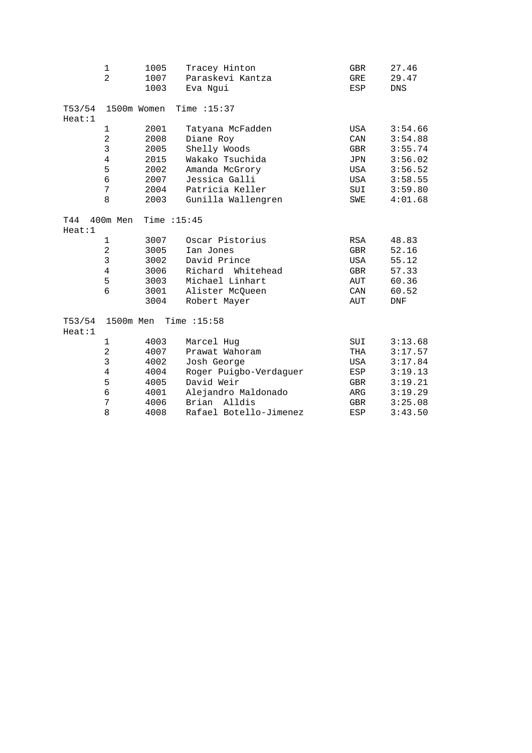| | | | | |
|---|---|---|---|---|
| 1 | 1005 | Tracey Hinton | GBR | 27.46 |
| 2 | 1007 | Paraskevi Kantza | GRE | 29.47 |
| | 1003 | Eva Ngui | ESP | DNS |

T53/54 1500m Women Time :15:37
Heat:1

| | | | | |
|---|---|---|---|---|
| 1 | 2001 | Tatyana McFadden | USA | 3:54.66 |
| 2 | 2008 | Diane Roy | CAN | 3:54.88 |
| 3 | 2005 | Shelly Woods | GBR | 3:55.74 |
| 4 | 2015 | Wakako Tsuchida | JPN | 3:56.02 |
| 5 | 2002 | Amanda McGrory | USA | 3:56.52 |
| 6 | 2007 | Jessica Galli | USA | 3:58.55 |
| 7 | 2004 | Patricia Keller | SUI | 3:59.80 |
| 8 | 2003 | Gunilla Wallengren | SWE | 4:01.68 |

T44 400m Men Time :15:45
Heat:1

| | | | | |
|---|---|---|---|---|
| 1 | 3007 | Oscar Pistorius | RSA | 48.83 |
| 2 | 3005 | Ian Jones | GBR | 52.16 |
| 3 | 3002 | David Prince | USA | 55.12 |
| 4 | 3006 | Richard Whitehead | GBR | 57.33 |
| 5 | 3003 | Michael Linhart | AUT | 60.36 |
| 6 | 3001 | Alister McQueen | CAN | 60.52 |
| | 3004 | Robert Mayer | AUT | DNF |

T53/54 1500m Men Time :15:58
Heat:1

| | | | | |
|---|---|---|---|---|
| 1 | 4003 | Marcel Hug | SUI | 3:13.68 |
| 2 | 4007 | Prawat Wahoram | THA | 3:17.57 |
| 3 | 4002 | Josh George | USA | 3:17.84 |
| 4 | 4004 | Roger Puigbo-Verdaguer | ESP | 3:19.13 |
| 5 | 4005 | David Weir | GBR | 3:19.21 |
| 6 | 4001 | Alejandro Maldonado | ARG | 3:19.29 |
| 7 | 4006 | Brian Alldis | GBR | 3:25.08 |
| 8 | 4008 | Rafael Botello-Jimenez | ESP | 3:43.50 |